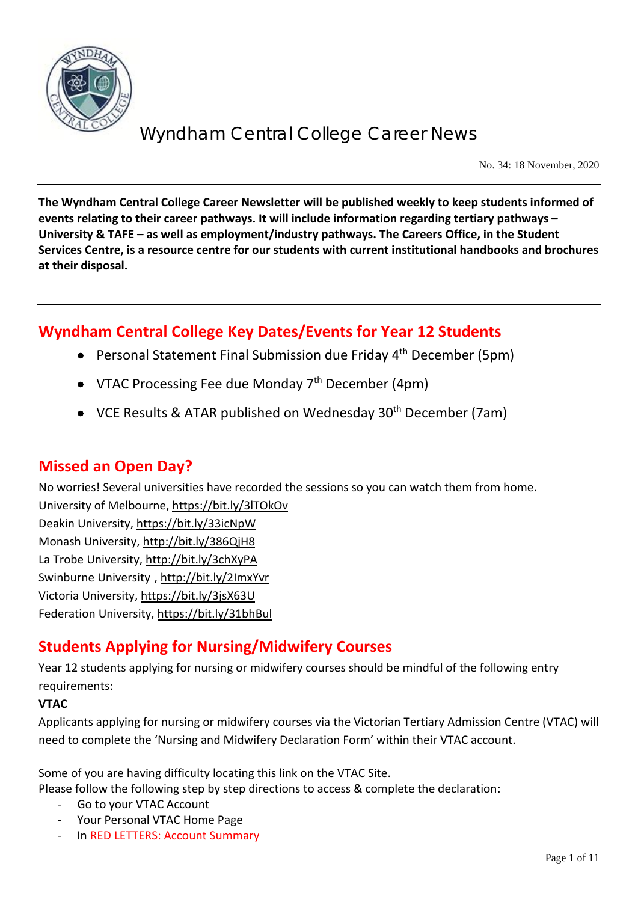# Wyndham Central College Career News

No. 34: 18 November, 2020

**The Wyndham Central College Career Newsletter will be published weekly to keep students informed of events relating to their career pathways. It will include information regarding tertiary pathways – University & TAFE – as well as employment/industry pathways. The Careers Office, in the Student Services Centre, is a resource centre for our students with current institutional handbooks and brochures at their disposal.**

## Wyndham Central College Key Dates/Events for Year 12 Students

- Personal Statement Final Submission due Friday 4th December (5pm)
- VTAC Processing Fee due Monday 7th December (4pm)
- VCE Results & ATAR published on Wednesday 30th December (7am)

## Missed an Open Day?

No worries! Several universities have recorded the sessions so you can watch them from home.
University of Melbourne, https://bit.ly/3lTOkOv
Deakin University, https://bit.ly/33icNpW
Monash University, http://bit.ly/386QjH8
La Trobe University, http://bit.ly/3chXyPA
Swinburne University , http://bit.ly/2ImxYvr
Victoria University, https://bit.ly/3jsX63U
Federation University, https://bit.ly/31bhBul

## Students Applying for Nursing/Midwifery Courses

Year 12 students applying for nursing or midwifery courses should be mindful of the following entry requirements:

**VTAC**

Applicants applying for nursing or midwifery courses via the Victorian Tertiary Admission Centre (VTAC) will need to complete the 'Nursing and Midwifery Declaration Form' within their VTAC account.

Some of you are having difficulty locating this link on the VTAC Site.
Please follow the following step by step directions to access & complete the declaration:

- Go to your VTAC Account
- Your Personal VTAC Home Page
- In RED LETTERS: Account Summary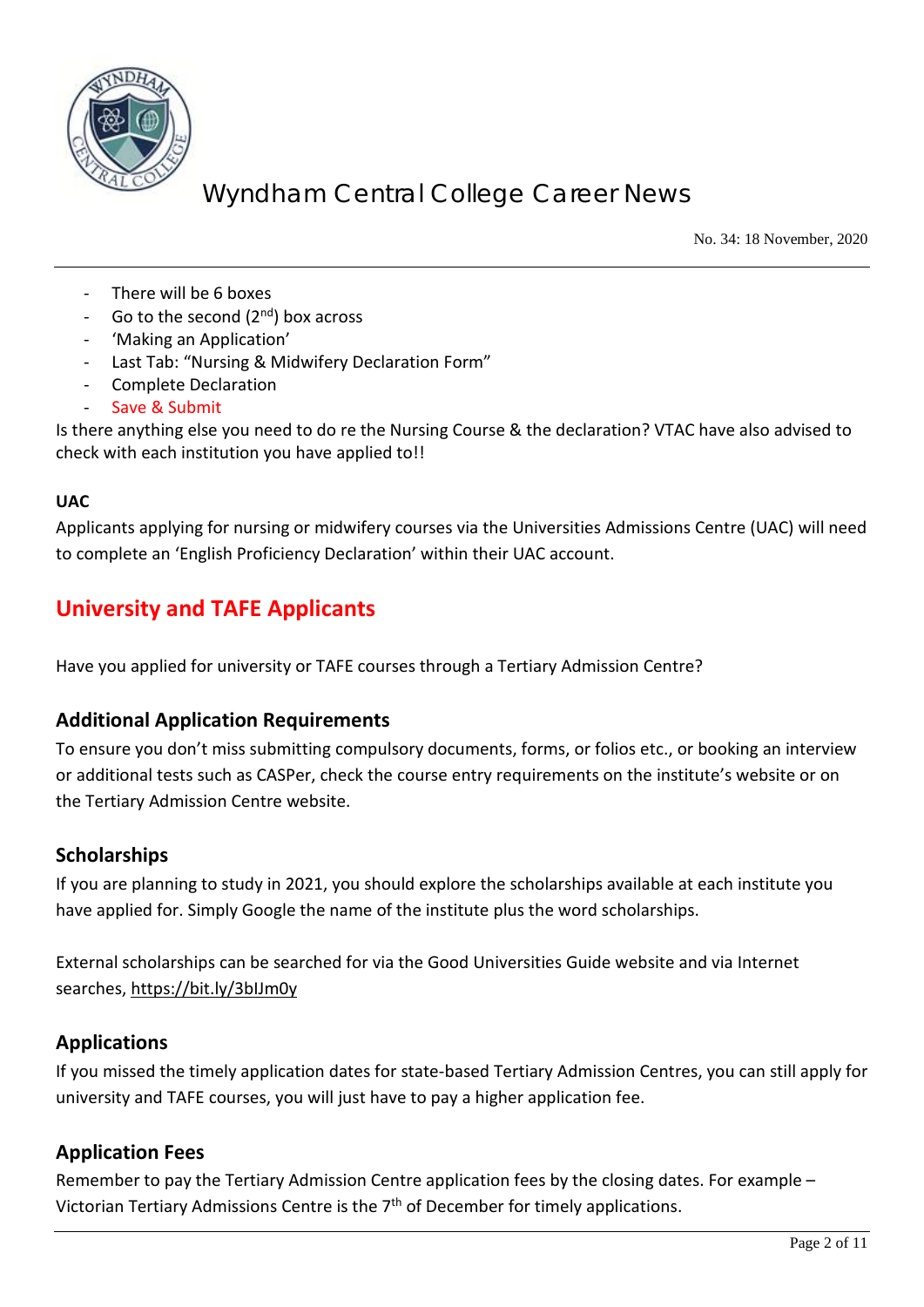- There will be 6 boxes
- Go to the second (2nd) box across
- 'Making an Application'
- Last Tab: "Nursing & Midwifery Declaration Form"
- Complete Declaration
- Save & Submit

Is there anything else you need to do re the Nursing Course & the declaration? VTAC have also advised to check with each institution you have applied to!!

**UAC**

Applicants applying for nursing or midwifery courses via the Universities Admissions Centre (UAC) will need to complete an 'English Proficiency Declaration' within their UAC account.

## University and TAFE Applicants

Have you applied for university or TAFE courses through a Tertiary Admission Centre?

### Additional Application Requirements

To ensure you don't miss submitting compulsory documents, forms, or folios etc., or booking an interview or additional tests such as CASPer, check the course entry requirements on the institute's website or on the Tertiary Admission Centre website.

### Scholarships

If you are planning to study in 2021, you should explore the scholarships available at each institute you have applied for. Simply Google the name of the institute plus the word scholarships.

External scholarships can be searched for via the Good Universities Guide website and via Internet searches, https://bit.ly/3blJm0y

### Applications

If you missed the timely application dates for state-based Tertiary Admission Centres, you can still apply for university and TAFE courses, you will just have to pay a higher application fee.

### Application Fees

Remember to pay the Tertiary Admission Centre application fees by the closing dates. For example – Victorian Tertiary Admissions Centre is the 7th of December for timely applications.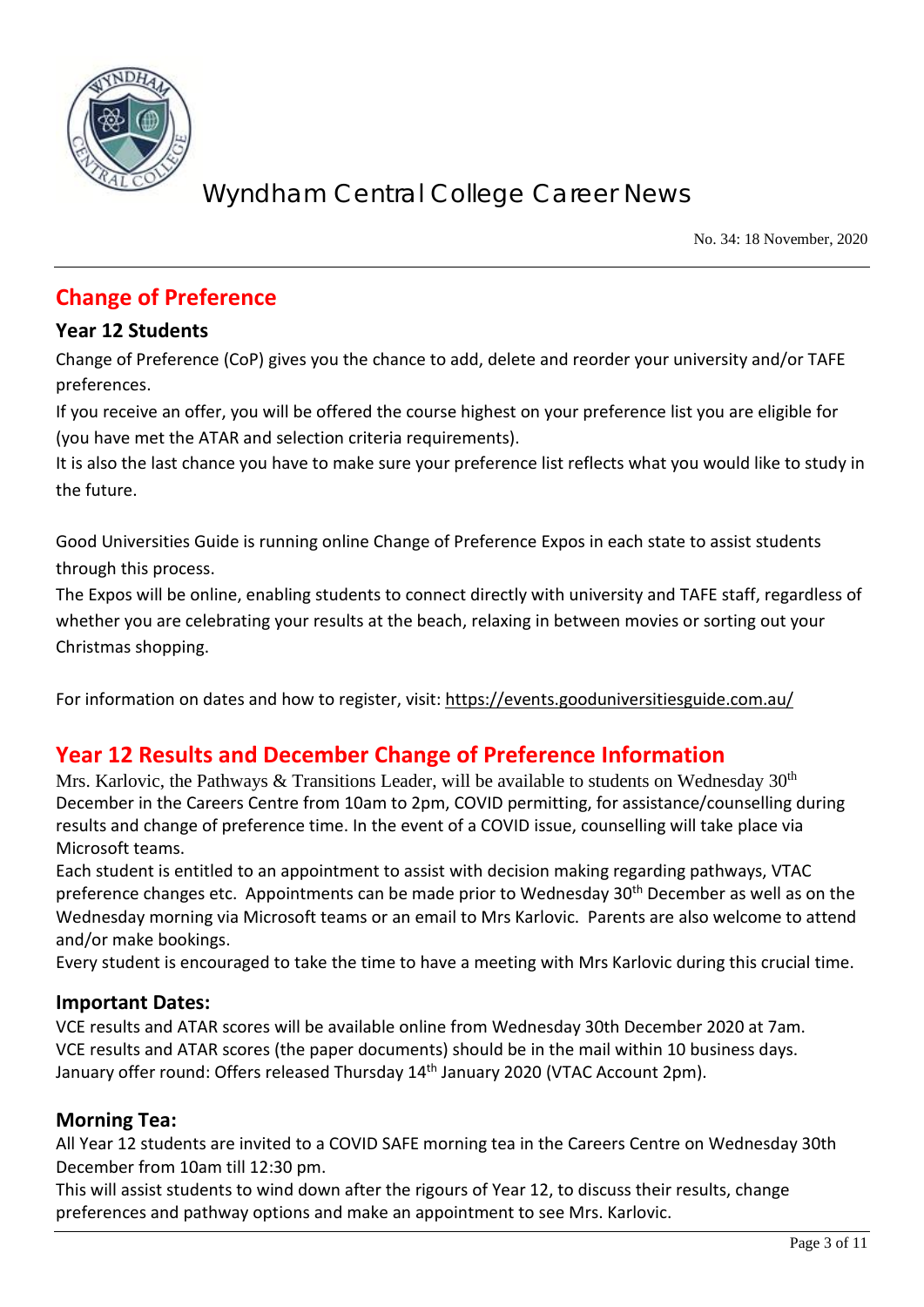## Change of Preference

### Year 12 Students

Change of Preference (CoP) gives you the chance to add, delete and reorder your university and/or TAFE preferences.

If you receive an offer, you will be offered the course highest on your preference list you are eligible for (you have met the ATAR and selection criteria requirements).

It is also the last chance you have to make sure your preference list reflects what you would like to study in the future.

Good Universities Guide is running online Change of Preference Expos in each state to assist students through this process.

The Expos will be online, enabling students to connect directly with university and TAFE staff, regardless of whether you are celebrating your results at the beach, relaxing in between movies or sorting out your Christmas shopping.

For information on dates and how to register, visit: https://events.gooduniversitiesguide.com.au/

## Year 12 Results and December Change of Preference Information

Mrs. Karlovic, the Pathways & Transitions Leader, will be available to students on Wednesday 30th December in the Careers Centre from 10am to 2pm, COVID permitting, for assistance/counselling during results and change of preference time. In the event of a COVID issue, counselling will take place via Microsoft teams.

Each student is entitled to an appointment to assist with decision making regarding pathways, VTAC preference changes etc. Appointments can be made prior to Wednesday 30th December as well as on the Wednesday morning via Microsoft teams or an email to Mrs Karlovic. Parents are also welcome to attend and/or make bookings.

Every student is encouraged to take the time to have a meeting with Mrs Karlovic during this crucial time.

### Important Dates:

VCE results and ATAR scores will be available online from Wednesday 30th December 2020 at 7am.

VCE results and ATAR scores (the paper documents) should be in the mail within 10 business days.

January offer round: Offers released Thursday 14th January 2020 (VTAC Account 2pm).

### Morning Tea:

All Year 12 students are invited to a COVID SAFE morning tea in the Careers Centre on Wednesday 30th December from 10am till 12:30 pm.

This will assist students to wind down after the rigours of Year 12, to discuss their results, change preferences and pathway options and make an appointment to see Mrs. Karlovic.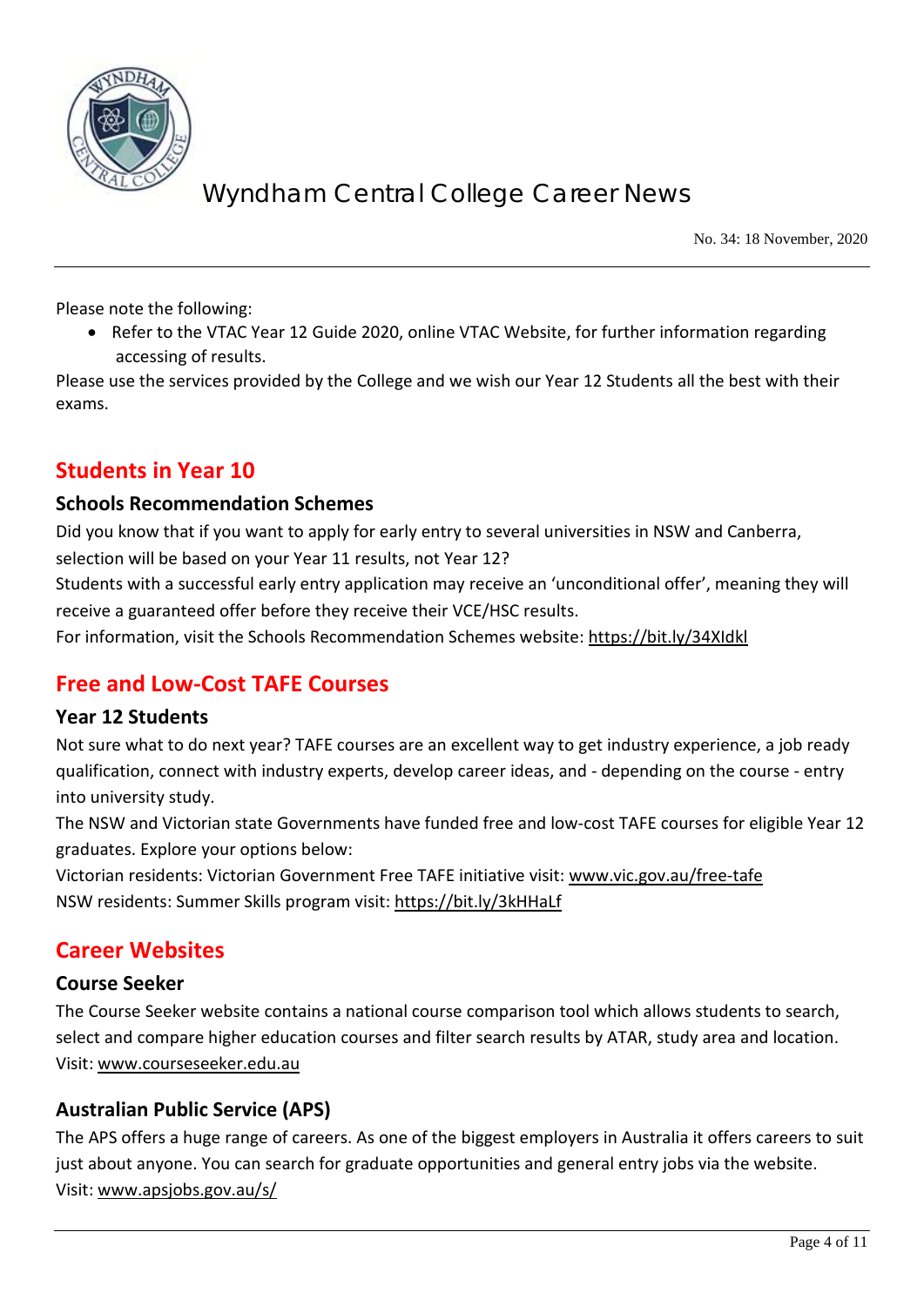Please note the following:

- Refer to the VTAC Year 12 Guide 2020, online VTAC Website, for further information regarding accessing of results.

Please use the services provided by the College and we wish our Year 12 Students all the best with their exams.

## Students in Year 10

### Schools Recommendation Schemes

Did you know that if you want to apply for early entry to several universities in NSW and Canberra, selection will be based on your Year 11 results, not Year 12?

Students with a successful early entry application may receive an 'unconditional offer', meaning they will receive a guaranteed offer before they receive their VCE/HSC results.

For information, visit the Schools Recommendation Schemes website: https://bit.ly/34XIdkl

## Free and Low-Cost TAFE Courses

### Year 12 Students

Not sure what to do next year? TAFE courses are an excellent way to get industry experience, a job ready qualification, connect with industry experts, develop career ideas, and - depending on the course - entry into university study.

The NSW and Victorian state Governments have funded free and low-cost TAFE courses for eligible Year 12 graduates. Explore your options below:

Victorian residents: Victorian Government Free TAFE initiative visit: www.vic.gov.au/free-tafe

NSW residents: Summer Skills program visit: https://bit.ly/3kHHaLf

## Career Websites

### Course Seeker

The Course Seeker website contains a national course comparison tool which allows students to search, select and compare higher education courses and filter search results by ATAR, study area and location.

Visit: www.courseseeker.edu.au

### Australian Public Service (APS)

The APS offers a huge range of careers. As one of the biggest employers in Australia it offers careers to suit just about anyone. You can search for graduate opportunities and general entry jobs via the website.

Visit: www.apsjobs.gov.au/s/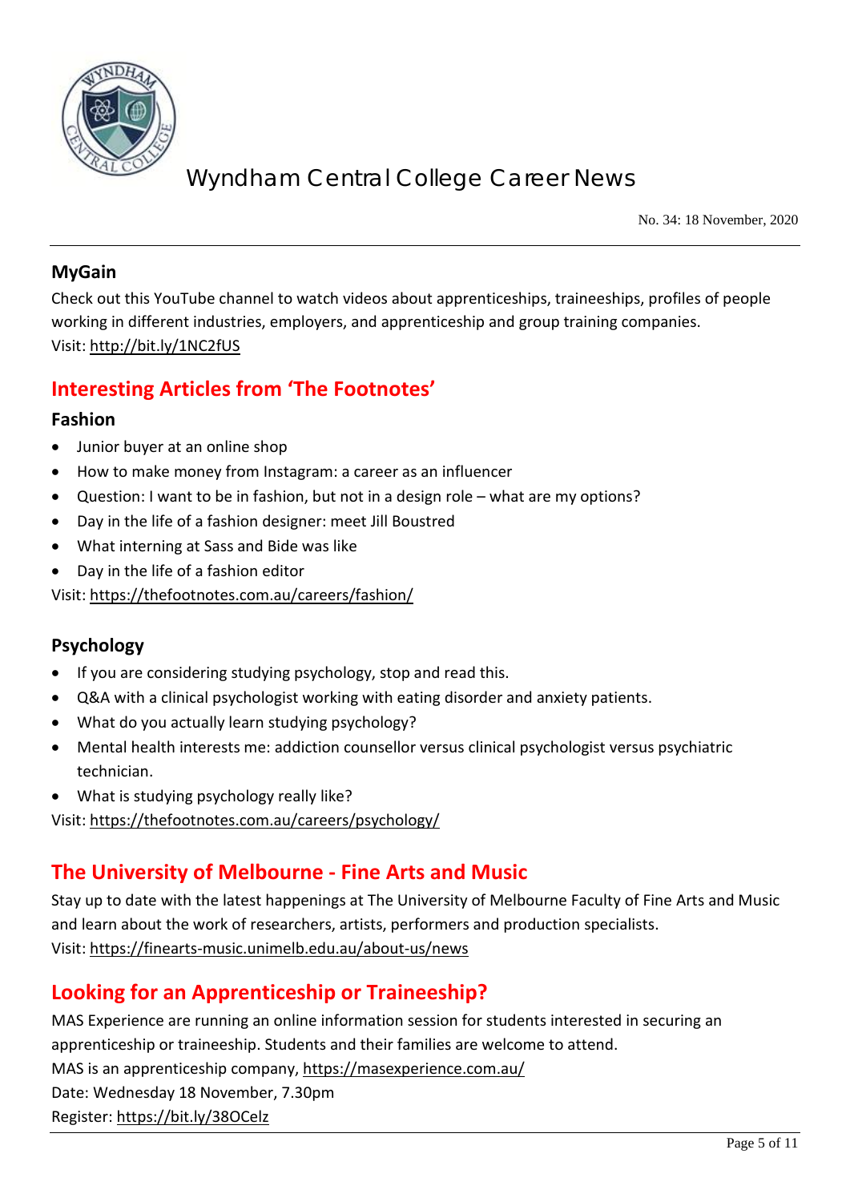### MyGain

Check out this YouTube channel to watch videos about apprenticeships, traineeships, profiles of people working in different industries, employers, and apprenticeship and group training companies.
Visit: http://bit.ly/1NC2fUS

## Interesting Articles from 'The Footnotes'

### Fashion

- Junior buyer at an online shop
- How to make money from Instagram: a career as an influencer
- Question: I want to be in fashion, but not in a design role – what are my options?
- Day in the life of a fashion designer: meet Jill Boustred
- What interning at Sass and Bide was like
- Day in the life of a fashion editor

Visit: https://thefootnotes.com.au/careers/fashion/

### Psychology

- If you are considering studying psychology, stop and read this.
- Q&A with a clinical psychologist working with eating disorder and anxiety patients.
- What do you actually learn studying psychology?
- Mental health interests me: addiction counsellor versus clinical psychologist versus psychiatric technician.
- What is studying psychology really like?

Visit: https://thefootnotes.com.au/careers/psychology/

## The University of Melbourne - Fine Arts and Music

Stay up to date with the latest happenings at The University of Melbourne Faculty of Fine Arts and Music and learn about the work of researchers, artists, performers and production specialists.
Visit: https://finearts-music.unimelb.edu.au/about-us/news

## Looking for an Apprenticeship or Traineeship?

MAS Experience are running an online information session for students interested in securing an apprenticeship or traineeship. Students and their families are welcome to attend.
MAS is an apprenticeship company, https://masexperience.com.au/
Date: Wednesday 18 November, 7.30pm
Register: https://bit.ly/38OCelz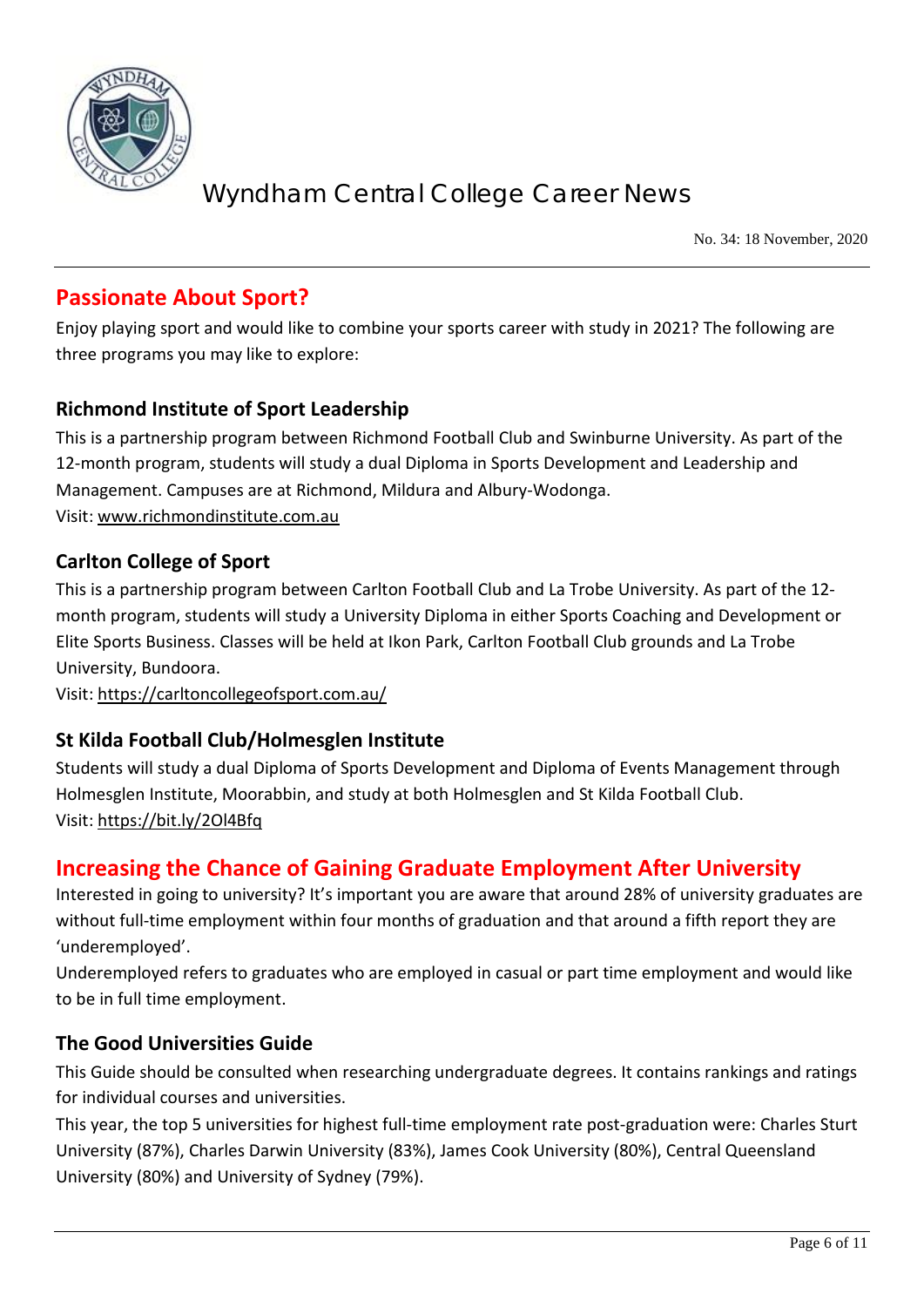## Passionate About Sport?

Enjoy playing sport and would like to combine your sports career with study in 2021? The following are three programs you may like to explore:

### Richmond Institute of Sport Leadership

This is a partnership program between Richmond Football Club and Swinburne University. As part of the 12-month program, students will study a dual Diploma in Sports Development and Leadership and Management. Campuses are at Richmond, Mildura and Albury-Wodonga.
Visit: www.richmondinstitute.com.au

### Carlton College of Sport

This is a partnership program between Carlton Football Club and La Trobe University. As part of the 12-month program, students will study a University Diploma in either Sports Coaching and Development or Elite Sports Business. Classes will be held at Ikon Park, Carlton Football Club grounds and La Trobe University, Bundoora.
Visit: https://carltoncollegeofsport.com.au/

### St Kilda Football Club/Holmesglen Institute

Students will study a dual Diploma of Sports Development and Diploma of Events Management through Holmesglen Institute, Moorabbin, and study at both Holmesglen and St Kilda Football Club.
Visit: https://bit.ly/2Ol4Bfq

## Increasing the Chance of Gaining Graduate Employment After University

Interested in going to university? It's important you are aware that around 28% of university graduates are without full-time employment within four months of graduation and that around a fifth report they are 'underemployed'.
Underemployed refers to graduates who are employed in casual or part time employment and would like to be in full time employment.

### The Good Universities Guide

This Guide should be consulted when researching undergraduate degrees. It contains rankings and ratings for individual courses and universities.
This year, the top 5 universities for highest full-time employment rate post-graduation were: Charles Sturt University (87%), Charles Darwin University (83%), James Cook University (80%), Central Queensland University (80%) and University of Sydney (79%).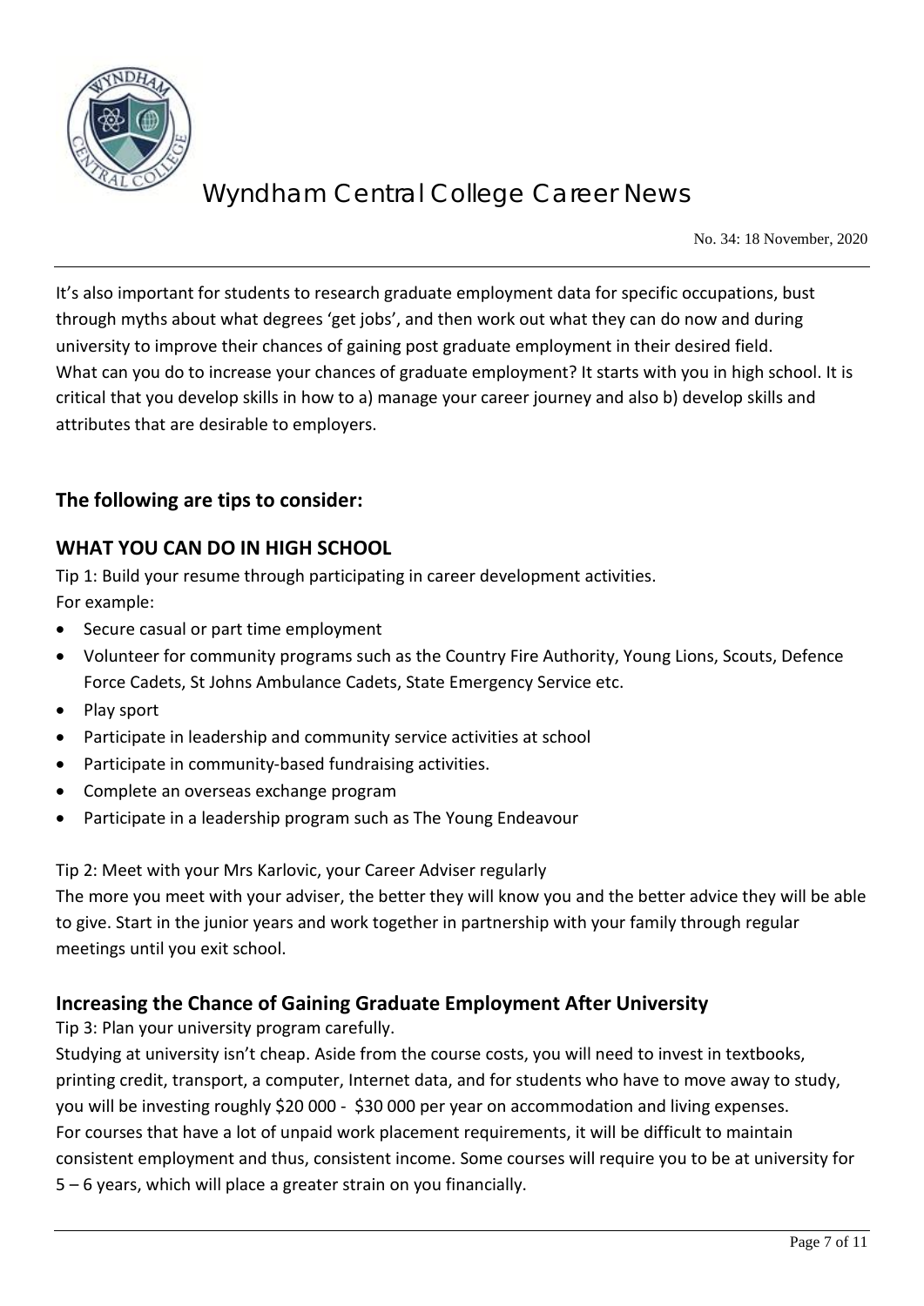It's also important for students to research graduate employment data for specific occupations, bust through myths about what degrees 'get jobs', and then work out what they can do now and during university to improve their chances of gaining post graduate employment in their desired field.
What can you do to increase your chances of graduate employment? It starts with you in high school. It is critical that you develop skills in how to a) manage your career journey and also b) develop skills and attributes that are desirable to employers.

## The following are tips to consider:

## WHAT YOU CAN DO IN HIGH SCHOOL

Tip 1: Build your resume through participating in career development activities.
For example:

- Secure casual or part time employment
- Volunteer for community programs such as the Country Fire Authority, Young Lions, Scouts, Defence Force Cadets, St Johns Ambulance Cadets, State Emergency Service etc.
- Play sport
- Participate in leadership and community service activities at school
- Participate in community-based fundraising activities.
- Complete an overseas exchange program
- Participate in a leadership program such as The Young Endeavour

Tip 2: Meet with your Mrs Karlovic, your Career Adviser regularly
The more you meet with your adviser, the better they will know you and the better advice they will be able to give. Start in the junior years and work together in partnership with your family through regular meetings until you exit school.

## Increasing the Chance of Gaining Graduate Employment After University

Tip 3: Plan your university program carefully.
Studying at university isn't cheap. Aside from the course costs, you will need to invest in textbooks, printing credit, transport, a computer, Internet data, and for students who have to move away to study, you will be investing roughly \$20 000 - \$30 000 per year on accommodation and living expenses.
For courses that have a lot of unpaid work placement requirements, it will be difficult to maintain consistent employment and thus, consistent income. Some courses will require you to be at university for 5 – 6 years, which will place a greater strain on you financially.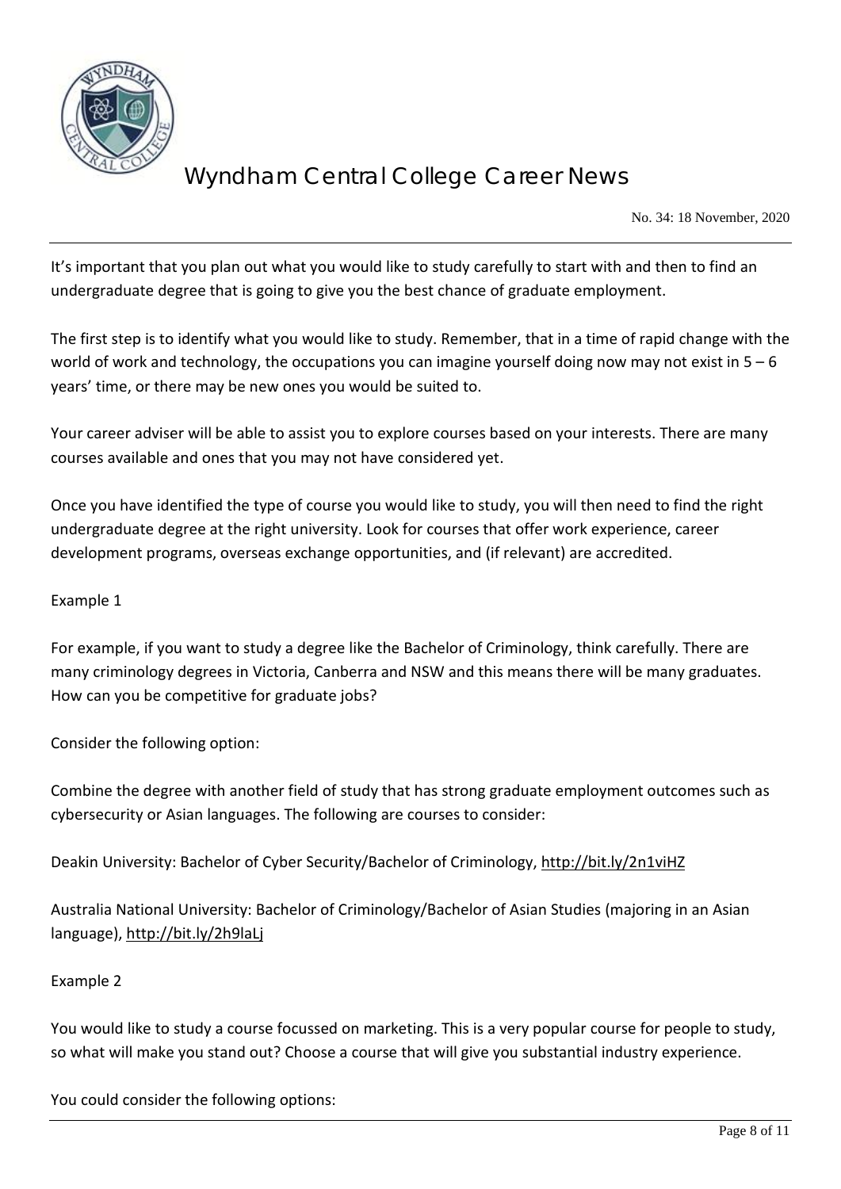It's important that you plan out what you would like to study carefully to start with and then to find an undergraduate degree that is going to give you the best chance of graduate employment.

The first step is to identify what you would like to study. Remember, that in a time of rapid change with the world of work and technology, the occupations you can imagine yourself doing now may not exist in 5 – 6 years' time, or there may be new ones you would be suited to.

Your career adviser will be able to assist you to explore courses based on your interests. There are many courses available and ones that you may not have considered yet.

Once you have identified the type of course you would like to study, you will then need to find the right undergraduate degree at the right university. Look for courses that offer work experience, career development programs, overseas exchange opportunities, and (if relevant) are accredited.

Example 1

For example, if you want to study a degree like the Bachelor of Criminology, think carefully. There are many criminology degrees in Victoria, Canberra and NSW and this means there will be many graduates. How can you be competitive for graduate jobs?

Consider the following option:

Combine the degree with another field of study that has strong graduate employment outcomes such as cybersecurity or Asian languages. The following are courses to consider:

Deakin University: Bachelor of Cyber Security/Bachelor of Criminology, http://bit.ly/2n1viHZ

Australia National University: Bachelor of Criminology/Bachelor of Asian Studies (majoring in an Asian language), http://bit.ly/2h9laLj

Example 2

You would like to study a course focussed on marketing. This is a very popular course for people to study, so what will make you stand out? Choose a course that will give you substantial industry experience.

You could consider the following options: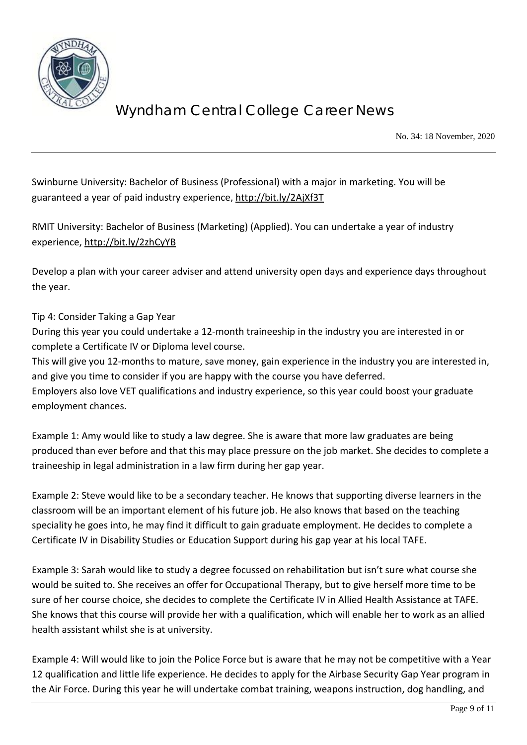Swinburne University: Bachelor of Business (Professional) with a major in marketing. You will be guaranteed a year of paid industry experience, http://bit.ly/2AjXf3T

RMIT University: Bachelor of Business (Marketing) (Applied). You can undertake a year of industry experience, http://bit.ly/2zhCyYB

Develop a plan with your career adviser and attend university open days and experience days throughout the year.

Tip 4: Consider Taking a Gap Year

During this year you could undertake a 12-month traineeship in the industry you are interested in or complete a Certificate IV or Diploma level course.

This will give you 12-months to mature, save money, gain experience in the industry you are interested in, and give you time to consider if you are happy with the course you have deferred.

Employers also love VET qualifications and industry experience, so this year could boost your graduate employment chances.

Example 1: Amy would like to study a law degree. She is aware that more law graduates are being produced than ever before and that this may place pressure on the job market. She decides to complete a traineeship in legal administration in a law firm during her gap year.

Example 2: Steve would like to be a secondary teacher. He knows that supporting diverse learners in the classroom will be an important element of his future job. He also knows that based on the teaching speciality he goes into, he may find it difficult to gain graduate employment. He decides to complete a Certificate IV in Disability Studies or Education Support during his gap year at his local TAFE.

Example 3: Sarah would like to study a degree focussed on rehabilitation but isn't sure what course she would be suited to. She receives an offer for Occupational Therapy, but to give herself more time to be sure of her course choice, she decides to complete the Certificate IV in Allied Health Assistance at TAFE. She knows that this course will provide her with a qualification, which will enable her to work as an allied health assistant whilst she is at university.

Example 4: Will would like to join the Police Force but is aware that he may not be competitive with a Year 12 qualification and little life experience. He decides to apply for the Airbase Security Gap Year program in the Air Force. During this year he will undertake combat training, weapons instruction, dog handling, and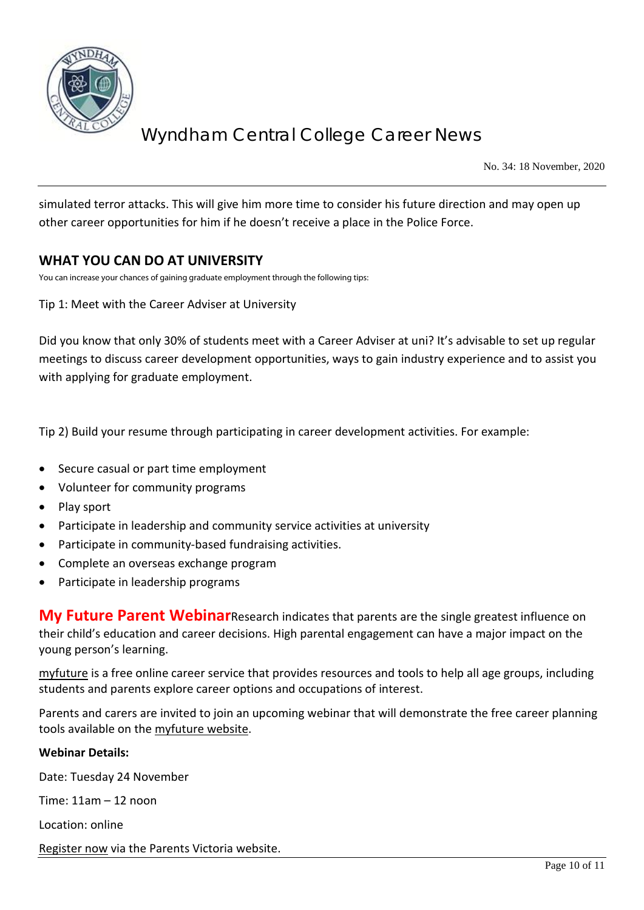simulated terror attacks. This will give him more time to consider his future direction and may open up other career opportunities for him if he doesn't receive a place in the Police Force.

## WHAT YOU CAN DO AT UNIVERSITY

You can increase your chances of gaining graduate employment through the following tips:

Tip 1: Meet with the Career Adviser at University

Did you know that only 30% of students meet with a Career Adviser at uni? It's advisable to set up regular meetings to discuss career development opportunities, ways to gain industry experience and to assist you with applying for graduate employment.

Tip 2) Build your resume through participating in career development activities. For example:

- Secure casual or part time employment
- Volunteer for community programs
- Play sport
- Participate in leadership and community service activities at university
- Participate in community-based fundraising activities.
- Complete an overseas exchange program
- Participate in leadership programs

**My Future Parent Webinar** Research indicates that parents are the single greatest influence on their child's education and career decisions. High parental engagement can have a major impact on the young person's learning.

myfuture is a free online career service that provides resources and tools to help all age groups, including students and parents explore career options and occupations of interest.

Parents and carers are invited to join an upcoming webinar that will demonstrate the free career planning tools available on the myfuture website.

**Webinar Details:**

Date: Tuesday 24 November

Time: 11am – 12 noon

Location: online

Register now via the Parents Victoria website.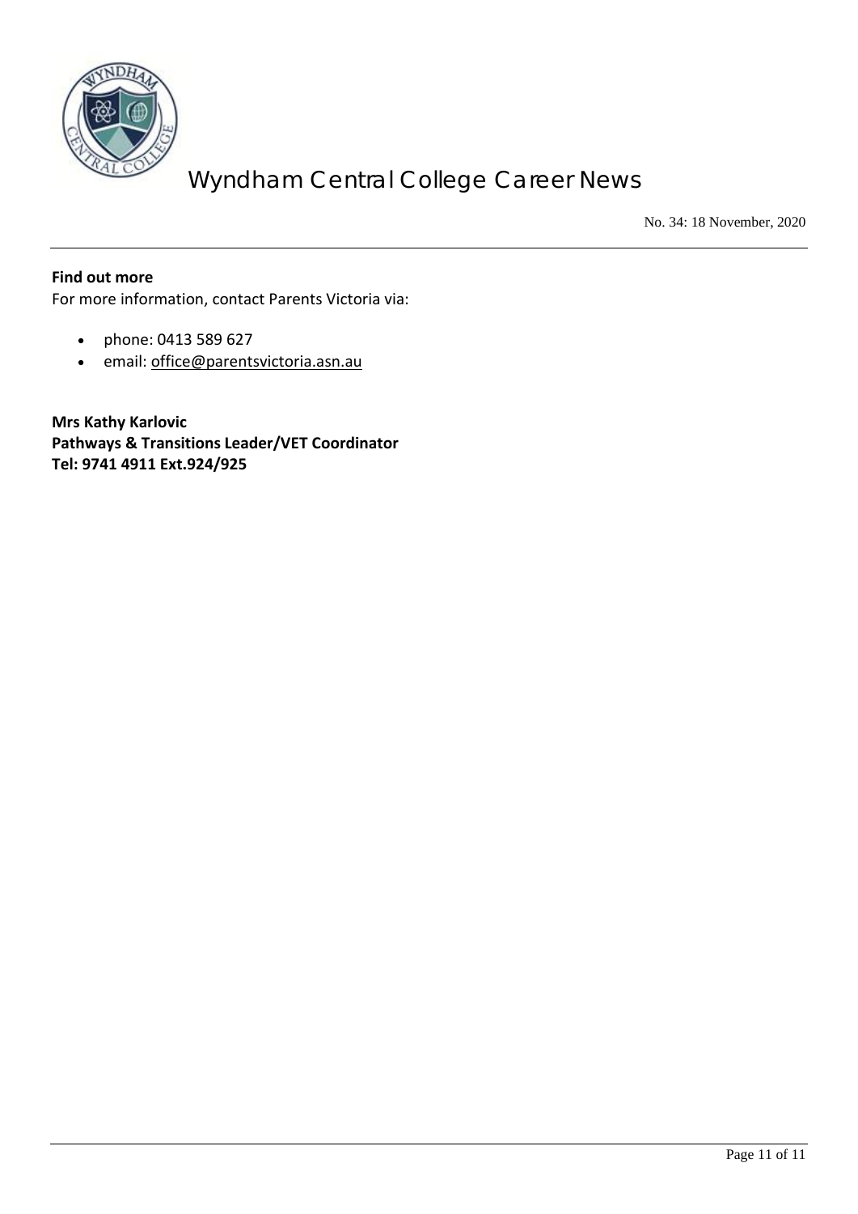**Find out more**

For more information, contact Parents Victoria via:

- phone: 0413 589 627
- email: office@parentsvictoria.asn.au

**Mrs Kathy Karlovic**
**Pathways & Transitions Leader/VET Coordinator**
**Tel: 9741 4911 Ext.924/925**